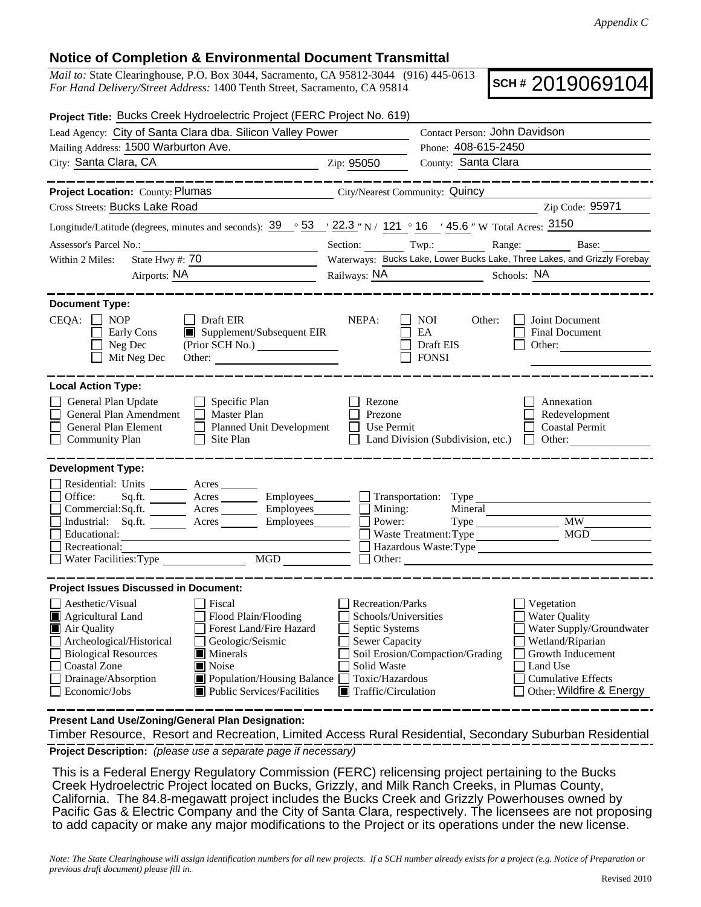*Appendix C*

## Notice of Completion & Environmental Document Transmittal

*Mail to:* State Clearinghouse, P.O. Box 3044, Sacramento, CA 95812-3044 (916) 445-0613
*For Hand Delivery/Street Address:* 1400 Tenth Street, Sacramento, CA 95814

**SCH #** 2019069104

**Project Title:** Bucks Creek Hydroelectric Project (FERC Project No. 619)

Lead Agency: City of Santa Clara dba. Silicon Valley Power
Contact Person: John Davidson
Mailing Address: 1500 Warburton Ave.
Phone: 408-615-2450
City: Santa Clara, CA Zip: 95050 County: Santa Clara

---

**Project Location:** County: Plumas City/Nearest Community: Quincy
Cross Streets: Bucks Lake Road Zip Code: 95971
Longitude/Latitude (degrees, minutes and seconds): 39 ° 53 ′ 22.3 ″ N / 121 ° 16 ′ 45.6 ″ W Total Acres: 3150
Assessor's Parcel No.: Section: Twp.: Range: Base:
Within 2 Miles: State Hwy #: 70 Waterways: Bucks Lake, Lower Bucks Lake, Three Lakes, and Grizzly Forebay
Airports: NA Railways: NA Schools: NA

---

**Document Type:**

CEQA: ☐ NOP ☐ Early Cons ☐ Neg Dec ☐ Mit Neg Dec ☐ Draft EIR ■ Supplement/Subsequent EIR (Prior SCH No.) Other:
NEPA: ☐ NOI ☐ EA ☐ Draft EIS ☐ FONSI
Other: ☐ Joint Document ☐ Final Document ☐ Other:

---

**Local Action Type:**

☐ General Plan Update ☐ General Plan Amendment ☐ General Plan Element ☐ Community Plan ☐ Specific Plan ☐ Master Plan ☐ Planned Unit Development ☐ Site Plan ☐ Rezone ☐ Prezone ☐ Use Permit ☐ Land Division (Subdivision, etc.) ☐ Annexation ☐ Redevelopment ☐ Coastal Permit ☐ Other:

---

**Development Type:**

☐ Residential: Units Acres
☐ Office: Sq.ft. Acres Employees
☐ Commercial: Sq.ft. Acres Employees
☐ Industrial: Sq.ft. Acres Employees
☐ Educational:
☐ Recreational:
☐ Water Facilities: Type MGD
☐ Transportation: Type
☐ Mining: Mineral
☐ Power: Type MW
☐ Waste Treatment: Type MGD
☐ Hazardous Waste: Type
☐ Other:

---

**Project Issues Discussed in Document:**

☐ Aesthetic/Visual
■ Agricultural Land
■ Air Quality
☐ Archeological/Historical
☐ Biological Resources
☐ Coastal Zone
☐ Drainage/Absorption
☐ Economic/Jobs
☐ Fiscal
☐ Flood Plain/Flooding
☐ Forest Land/Fire Hazard
☐ Geologic/Seismic
■ Minerals
■ Noise
■ Population/Housing Balance
■ Public Services/Facilities
☐ Recreation/Parks
☐ Schools/Universities
☐ Septic Systems
☐ Sewer Capacity
☐ Soil Erosion/Compaction/Grading
☐ Solid Waste
☐ Toxic/Hazardous
■ Traffic/Circulation
☐ Vegetation
☐ Water Quality
☐ Water Supply/Groundwater
☐ Wetland/Riparian
☐ Growth Inducement
☐ Land Use
☐ Cumulative Effects
☐ Other: Wildfire & Energy

---

**Present Land Use/Zoning/General Plan Designation:**

Timber Resource, Resort and Recreation, Limited Access Rural Residential, Secondary Suburban Residential

**Project Description:** *(please use a separate page if necessary)*

This is a Federal Energy Regulatory Commission (FERC) relicensing project pertaining to the Bucks Creek Hydroelectric Project located on Bucks, Grizzly, and Milk Ranch Creeks, in Plumas County, California. The 84.8-megawatt project includes the Bucks Creek and Grizzly Powerhouses owned by Pacific Gas & Electric Company and the City of Santa Clara, respectively. The licensees are not proposing to add capacity or make any major modifications to the Project or its operations under the new license.

*Note: The State Clearinghouse will assign identification numbers for all new projects. If a SCH number already exists for a project (e.g. Notice of Preparation or previous draft document) please fill in.*

Revised 2010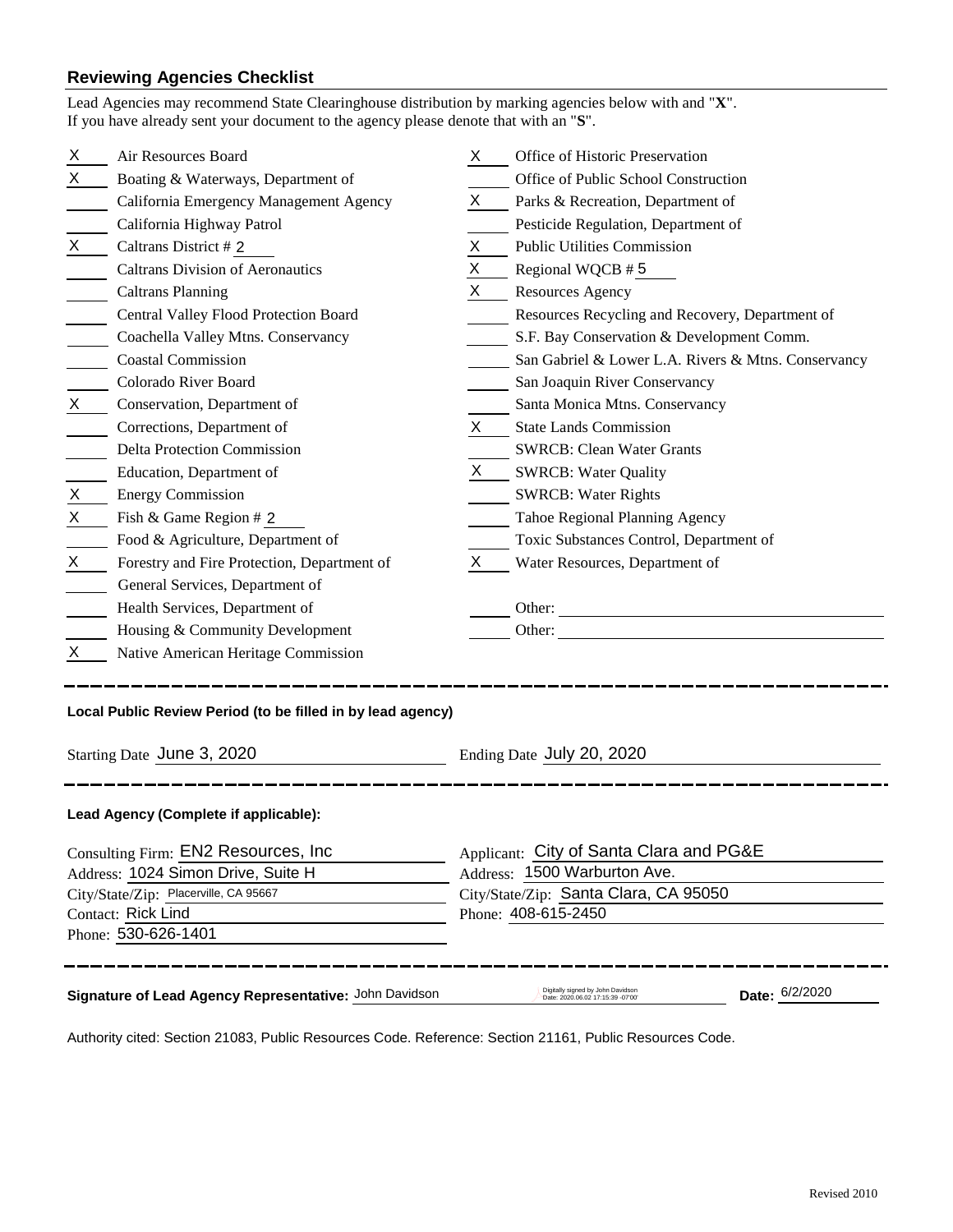## Reviewing Agencies Checklist

Lead Agencies may recommend State Clearinghouse distribution by marking agencies below with and "**X**". If you have already sent your document to the agency please denote that with an "**S**".

| | | | |
|---|---|---|---|
| X | Air Resources Board | X | Office of Historic Preservation |
| X | Boating & Waterways, Department of | | Office of Public School Construction |
| | California Emergency Management Agency | X | Parks & Recreation, Department of |
| | California Highway Patrol | | Pesticide Regulation, Department of |
| X | Caltrans District # 2 | X | Public Utilities Commission |
| | Caltrans Division of Aeronautics | X | Regional WQCB # 5 |
| | Caltrans Planning | X | Resources Agency |
| | Central Valley Flood Protection Board | | Resources Recycling and Recovery, Department of |
| | Coachella Valley Mtns. Conservancy | | S.F. Bay Conservation & Development Comm. |
| | Coastal Commission | | San Gabriel & Lower L.A. Rivers & Mtns. Conservancy |
| | Colorado River Board | | San Joaquin River Conservancy |
| X | Conservation, Department of | | Santa Monica Mtns. Conservancy |
| | Corrections, Department of | X | State Lands Commission |
| | Delta Protection Commission | | SWRCB: Clean Water Grants |
| | Education, Department of | X | SWRCB: Water Quality |
| X | Energy Commission | | SWRCB: Water Rights |
| X | Fish & Game Region # 2 | | Tahoe Regional Planning Agency |
| | Food & Agriculture, Department of | | Toxic Substances Control, Department of |
| X | Forestry and Fire Protection, Department of | X | Water Resources, Department of |
| | General Services, Department of | | |
| | Health Services, Department of | | Other: |
| | Housing & Community Development | | Other: |
| X | Native American Heritage Commission | | |

**Local Public Review Period (to be filled in by lead agency)**

Starting Date June 3, 2020 | Ending Date July 20, 2020

**Lead Agency (Complete if applicable):**

Consulting Firm: EN2 Resources, Inc
Address: 1024 Simon Drive, Suite H
City/State/Zip: Placerville, CA 95667
Contact: Rick Lind
Phone: 530-626-1401

Applicant: City of Santa Clara and PG&E
Address: 1500 Warburton Ave.
City/State/Zip: Santa Clara, CA 95050
Phone: 408-615-2450

**Signature of Lead Agency Representative:** John Davidson (Digitally signed by John Davidson Date: 2020.06.02 17:15:39 -07'00') **Date:** 6/2/2020

Authority cited: Section 21083, Public Resources Code. Reference: Section 21161, Public Resources Code.

Revised 2010